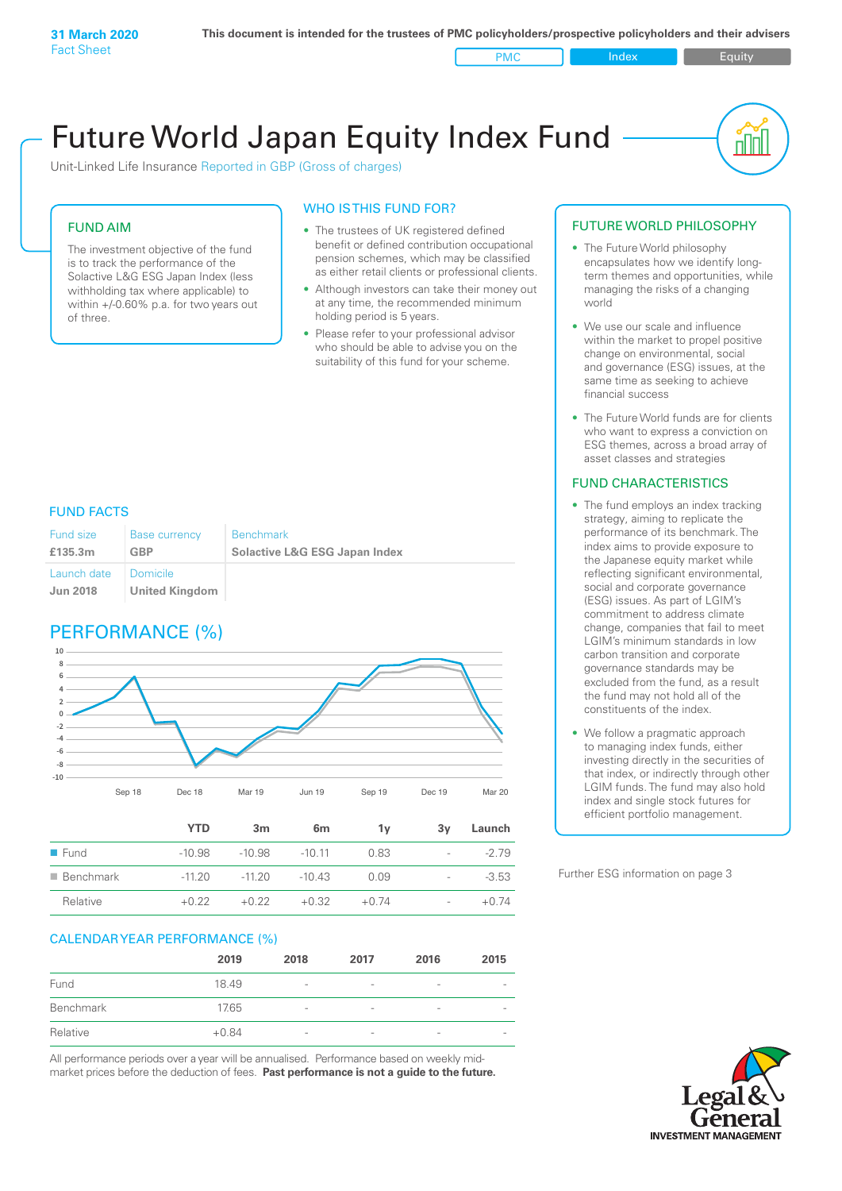**31 March 2020**
Fact Sheet

**This document is intended for the trustees of PMC policyholders/prospective policyholders and their advisers**

PMC | Index | Equity

# Future World Japan Equity Index Fund

Unit-Linked Life Insurance Reported in GBP (Gross of charges)

## FUND AIM

The investment objective of the fund is to track the performance of the Solactive L&G ESG Japan Index (less withholding tax where applicable) to within +/-0.60% p.a. for two years out of three.

## WHO IS THIS FUND FOR?

- The trustees of UK registered defined benefit or defined contribution occupational pension schemes, which may be classified as either retail clients or professional clients.
- Although investors can take their money out at any time, the recommended minimum holding period is 5 years.
- Please refer to your professional advisor who should be able to advise you on the suitability of this fund for your scheme.

## FUND FACTS

| Fund size | Base currency | Benchmark |
|---|---|---|
| **£135.3m** | **GBP** | **Solactive L&G ESG Japan Index** |
| Launch date | Domicile | |
| **Jun 2018** | **United Kingdom** | |

## PERFORMANCE (%)

| | YTD | 3m | 6m | 1y | 3y | Launch |
|---|---|---|---|---|---|---|
| Fund | -10.98 | -10.98 | -10.11 | 0.83 | - | -2.79 |
| Benchmark | -11.20 | -11.20 | -10.43 | 0.09 | - | -3.53 |
| Relative | +0.22 | +0.22 | +0.32 | +0.74 | - | +0.74 |

## CALENDAR YEAR PERFORMANCE (%)

| | 2019 | 2018 | 2017 | 2016 | 2015 |
|---|---|---|---|---|---|
| Fund | 18.49 | - | - | - | - |
| Benchmark | 17.65 | - | - | - | - |
| Relative | +0.84 | - | - | - | - |

All performance periods over a year will be annualised. Performance based on weekly mid-market prices before the deduction of fees. **Past performance is not a guide to the future.**

## FUTURE WORLD PHILOSOPHY

- The Future World philosophy encapsulates how we identify long-term themes and opportunities, while managing the risks of a changing world
- We use our scale and influence within the market to propel positive change on environmental, social and governance (ESG) issues, at the same time as seeking to achieve financial success
- The Future World funds are for clients who want to express a conviction on ESG themes, across a broad array of asset classes and strategies

## FUND CHARACTERISTICS

- The fund employs an index tracking strategy, aiming to replicate the performance of its benchmark. The index aims to provide exposure to the Japanese equity market while reflecting significant environmental, social and corporate governance (ESG) issues. As part of LGIM's commitment to address climate change, companies that fail to meet LGIM's minimum standards in low carbon transition and corporate governance standards may be excluded from the fund, as a result the fund may not hold all of the constituents of the index.
- We follow a pragmatic approach to managing index funds, either investing directly in the securities of that index, or indirectly through other LGIM funds. The fund may also hold index and single stock futures for efficient portfolio management.

Further ESG information on page 3

Legal & General
INVESTMENT MANAGEMENT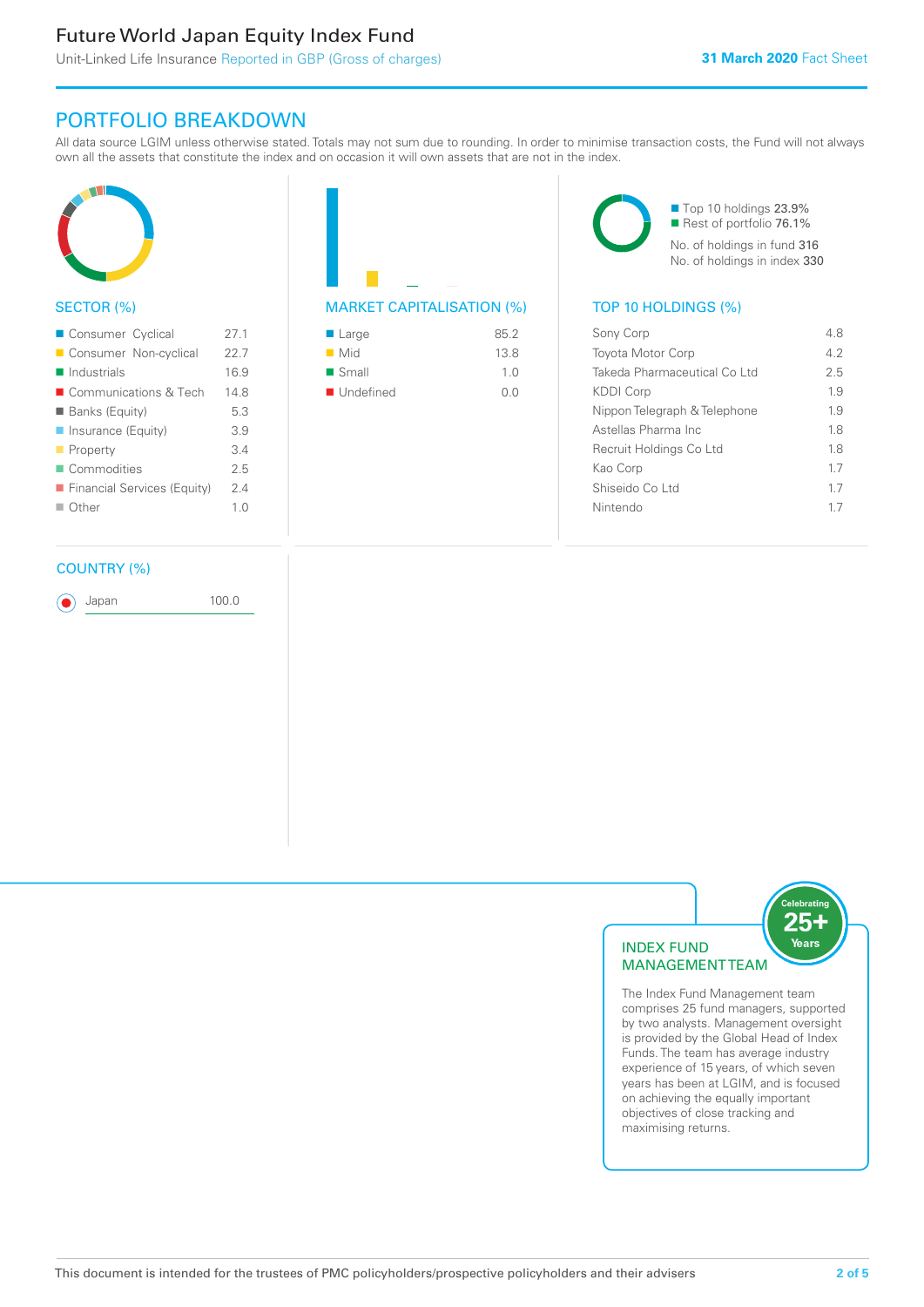# PORTFOLIO BREAKDOWN

All data source LGIM unless otherwise stated. Totals may not sum due to rounding. In order to minimise transaction costs, the Fund will not always own all the assets that constitute the index and on occasion it will own assets that are not in the index.

## SECTOR (%)

| Sector | % |
|---|---|
| Consumer Cyclical | 27.1 |
| Consumer Non-cyclical | 22.7 |
| Industrials | 16.9 |
| Communications & Tech | 14.8 |
| Banks (Equity) | 5.3 |
| Insurance (Equity) | 3.9 |
| Property | 3.4 |
| Commodities | 2.5 |
| Financial Services (Equity) | 2.4 |
| Other | 1.0 |

## MARKET CAPITALISATION (%)

| Market Cap | % |
|---|---|
| Large | 85.2 |
| Mid | 13.8 |
| Small | 1.0 |
| Undefined | 0.0 |

Top 10 holdings 23.9%
Rest of portfolio 76.1%
No. of holdings in fund 316
No. of holdings in index 330

## TOP 10 HOLDINGS (%)

| Holding | % |
|---|---|
| Sony Corp | 4.8 |
| Toyota Motor Corp | 4.2 |
| Takeda Pharmaceutical Co Ltd | 2.5 |
| KDDI Corp | 1.9 |
| Nippon Telegraph & Telephone | 1.9 |
| Astellas Pharma Inc | 1.8 |
| Recruit Holdings Co Ltd | 1.8 |
| Kao Corp | 1.7 |
| Shiseido Co Ltd | 1.7 |
| Nintendo | 1.7 |

## COUNTRY (%)

| Country | % |
|---|---|
| Japan | 100.0 |

## INDEX FUND MANAGEMENT TEAM

Celebrating 25+ Years

The Index Fund Management team comprises 25 fund managers, supported by two analysts. Management oversight is provided by the Global Head of Index Funds. The team has average industry experience of 15 years, of which seven years has been at LGIM, and is focused on achieving the equally important objectives of close tracking and maximising returns.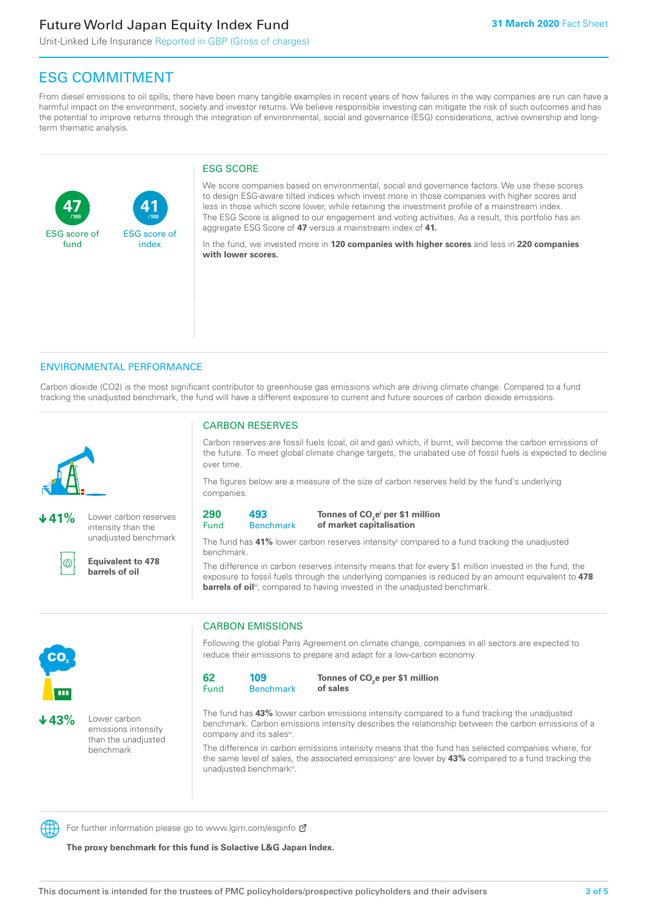# Future World Japan Equity Index Fund

Unit-Linked Life Insurance Reported in GBP (Gross of charges)

31 March 2020 Fact Sheet

## ESG COMMITMENT

From diesel emissions to oil spills, there have been many tangible examples in recent years of how failures in the way companies are run can have a harmful impact on the environment, society and investor returns. We believe responsible investing can mitigate the risk of such outcomes and has the potential to improve returns through the integration of environmental, social and governance (ESG) considerations, active ownership and long-term thematic analysis.

**47** /100 ESG score of fund

**41** /100 ESG score of index

### ESG SCORE

We score companies based on environmental, social and governance factors. We use these scores to design ESG-aware tilted indices which invest more in those companies with higher scores and less in those which score lower, while retaining the investment profile of a mainstream index. The ESG Score is aligned to our engagement and voting activities. As a result, this portfolio has an aggregate ESG Score of **47** versus a mainstream index of **41.**

In the fund, we invested more in **120 companies with higher scores** and less in **220 companies with lower scores.**

## ENVIRONMENTAL PERFORMANCE

Carbon dioxide (CO2) is the most significant contributor to greenhouse gas emissions which are driving climate change. Compared to a fund tracking the unadjusted benchmark, the fund will have a different exposure to current and future sources of carbon dioxide emissions.

**↓41%** Lower carbon reserves intensity than the unadjusted benchmark

**Equivalent to 478 barrels of oil**

### CARBON RESERVES

Carbon reserves are fossil fuels (coal, oil and gas) which, if burnt, will become the carbon emissions of the future. To meet global climate change targets, the unabated use of fossil fuels is expected to decline over time.

The figures below are a measure of the size of carbon reserves held by the fund's underlying companies.

| 290 Fund | 493 Benchmark | Tonnes of $CO_2e$[i] per $1 million of market capitalisation |
|---|---|---|

The fund has **41%** lower carbon reserves intensity[ii] compared to a fund tracking the unadjusted benchmark.

The difference in carbon reserves intensity means that for every $1 million invested in the fund, the exposure to fossil fuels through the underlying companies is reduced by an amount equivalent to **478 barrels of oil**[iii], compared to having invested in the unadjusted benchmark.

**↓43%** Lower carbon emissions intensity than the unadjusted benchmark

### CARBON EMISSIONS

Following the global Paris Agreement on climate change, companies in all sectors are expected to reduce their emissions to prepare and adapt for a low-carbon economy.

| 62 Fund | 109 Benchmark | Tonnes of $CO_2e$ per $1 million of sales |
|---|---|---|

The fund has **43%** lower carbon emissions intensity compared to a fund tracking the unadjusted benchmark. Carbon emissions intensity describes the relationship between the carbon emissions of a company and its sales[iv].

The difference in carbon emissions intensity means that the fund has selected companies where, for the same level of sales, the associated emissions[v] are lower by **43%** compared to a fund tracking the unadjusted benchmark[vi].

For further information please go to www.lgim.com/esginfo

**The proxy benchmark for this fund is Solactive L&G Japan Index.**

This document is intended for the trustees of PMC policyholders/prospective policyholders and their advisers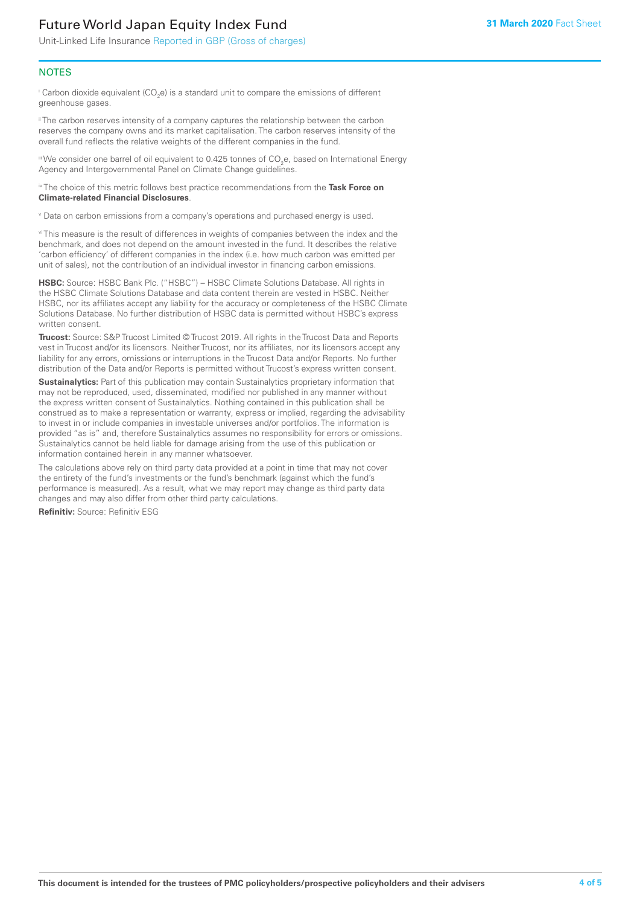## NOTES

[i] Carbon dioxide equivalent ($CO_2e$) is a standard unit to compare the emissions of different greenhouse gases.

[ii] The carbon reserves intensity of a company captures the relationship between the carbon reserves the company owns and its market capitalisation. The carbon reserves intensity of the overall fund reflects the relative weights of the different companies in the fund.

[iii] We consider one barrel of oil equivalent to 0.425 tonnes of $CO_2e$, based on International Energy Agency and Intergovernmental Panel on Climate Change guidelines.

[iv] The choice of this metric follows best practice recommendations from the **Task Force on Climate-related Financial Disclosures**.

[v] Data on carbon emissions from a company's operations and purchased energy is used.

[vi] This measure is the result of differences in weights of companies between the index and the benchmark, and does not depend on the amount invested in the fund. It describes the relative 'carbon efficiency' of different companies in the index (i.e. how much carbon was emitted per unit of sales), not the contribution of an individual investor in financing carbon emissions.

**HSBC:** Source: HSBC Bank Plc. ("HSBC") – HSBC Climate Solutions Database. All rights in the HSBC Climate Solutions Database and data content therein are vested in HSBC. Neither HSBC, nor its affiliates accept any liability for the accuracy or completeness of the HSBC Climate Solutions Database. No further distribution of HSBC data is permitted without HSBC's express written consent.

**Trucost:** Source: S&P Trucost Limited © Trucost 2019. All rights in the Trucost Data and Reports vest in Trucost and/or its licensors. Neither Trucost, nor its affiliates, nor its licensors accept any liability for any errors, omissions or interruptions in the Trucost Data and/or Reports. No further distribution of the Data and/or Reports is permitted without Trucost's express written consent.

**Sustainalytics:** Part of this publication may contain Sustainalytics proprietary information that may not be reproduced, used, disseminated, modified nor published in any manner without the express written consent of Sustainalytics. Nothing contained in this publication shall be construed as to make a representation or warranty, express or implied, regarding the advisability to invest in or include companies in investable universes and/or portfolios. The information is provided "as is" and, therefore Sustainalytics assumes no responsibility for errors or omissions. Sustainalytics cannot be held liable for damage arising from the use of this publication or information contained herein in any manner whatsoever.

The calculations above rely on third party data provided at a point in time that may not cover the entirety of the fund's investments or the fund's benchmark (against which the fund's performance is measured). As a result, what we may report may change as third party data changes and may also differ from other third party calculations.

**Refinitiv:** Source: Refinitiv ESG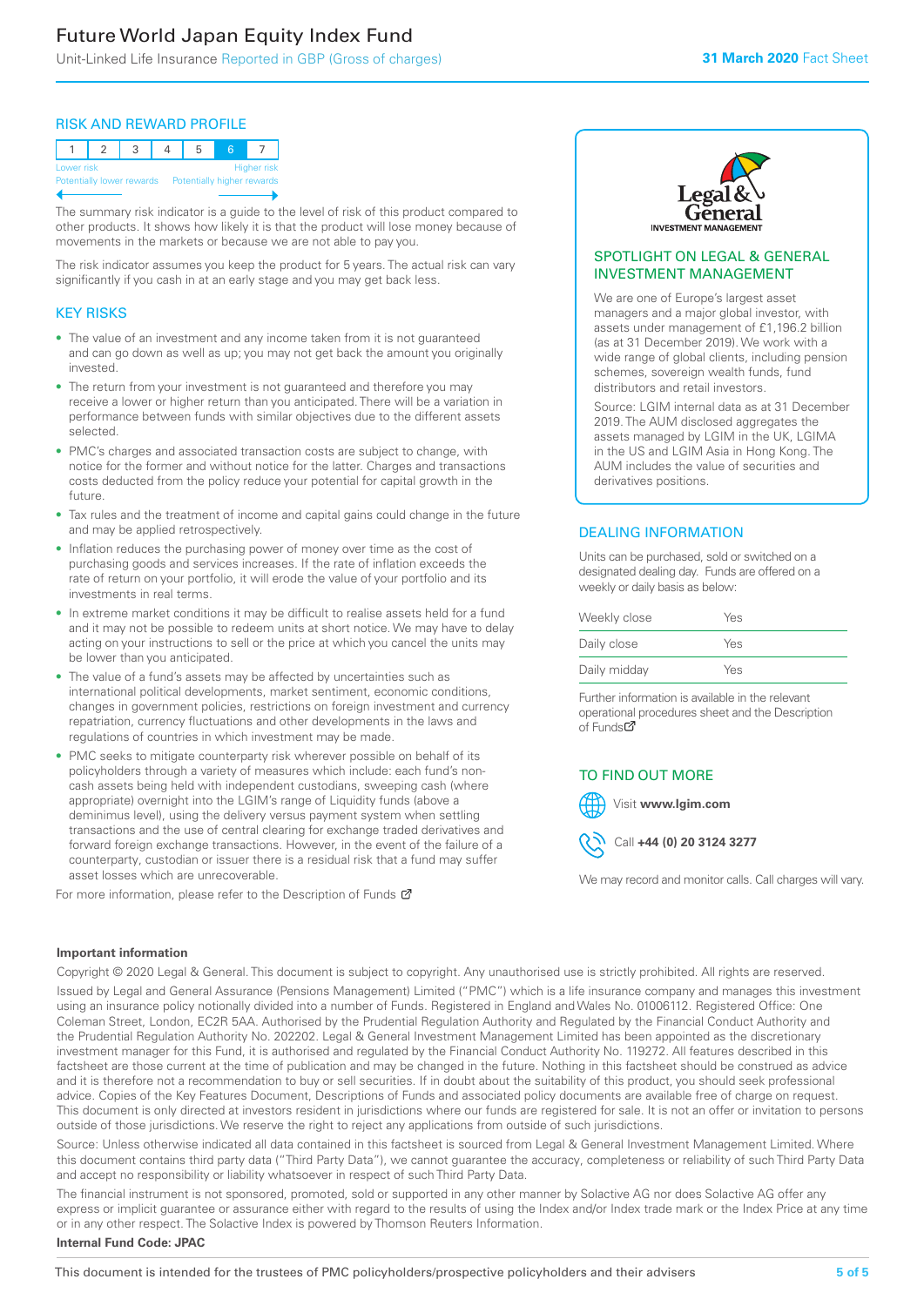# Future World Japan Equity Index Fund

Unit-Linked Life Insurance Reported in GBP (Gross of charges)

31 March 2020 Fact Sheet

## RISK AND REWARD PROFILE

| 1 | 2 | 3 | 4 | 5 | 6 | 7 |
|---|---|---|---|---|---|---|

Lower risk — Higher risk

Potentially lower rewards — Potentially higher rewards

The summary risk indicator is a guide to the level of risk of this product compared to other products. It shows how likely it is that the product will lose money because of movements in the markets or because we are not able to pay you.

The risk indicator assumes you keep the product for 5 years. The actual risk can vary significantly if you cash in at an early stage and you may get back less.

## KEY RISKS

- The value of an investment and any income taken from it is not guaranteed and can go down as well as up; you may not get back the amount you originally invested.
- The return from your investment is not guaranteed and therefore you may receive a lower or higher return than you anticipated. There will be a variation in performance between funds with similar objectives due to the different assets selected.
- PMC's charges and associated transaction costs are subject to change, with notice for the former and without notice for the latter. Charges and transaction costs deducted from the policy reduce your potential for capital growth in the future.
- Tax rules and the treatment of income and capital gains could change in the future and may be applied retrospectively.
- Inflation reduces the purchasing power of money over time as the cost of purchasing goods and services increases. If the rate of inflation exceeds the rate of return on your portfolio, it will erode the value of your portfolio and its investments in real terms.
- In extreme market conditions it may be difficult to realise assets held for a fund and it may not be possible to redeem units at short notice. We may have to delay acting on your instructions to sell or the price at which you cancel the units may be lower than you anticipated.
- The value of a fund's assets may be affected by uncertainties such as international political developments, market sentiment, economic conditions, changes in government policies, restrictions on foreign investment and currency repatriation, currency fluctuations and other developments in the laws and regulations of countries in which investment may be made.
- PMC seeks to mitigate counterparty risk wherever possible on behalf of its policyholders through a variety of measures which include: each fund's non-cash assets being held with independent custodians, sweeping cash (where appropriate) overnight into the LGIM's range of Liquidity funds (above a deminimus level), using the delivery versus payment system when settling transactions and the use of central clearing for exchange traded derivatives and forward foreign exchange transactions. However, in the event of the failure of a counterparty, custodian or issuer there is a residual risk that a fund may suffer asset losses which are unrecoverable.

For more information, please refer to the Description of Funds

## SPOTLIGHT ON LEGAL & GENERAL INVESTMENT MANAGEMENT

We are one of Europe's largest asset managers and a major global investor, with assets under management of £1,196.2 billion (as at 31 December 2019). We work with a wide range of global clients, including pension schemes, sovereign wealth funds, fund distributors and retail investors.

Source: LGIM internal data as at 31 December 2019. The AUM disclosed aggregates the assets managed by LGIM in the UK, LGIMA in the US and LGIM Asia in Hong Kong. The AUM includes the value of securities and derivatives positions.

## DEALING INFORMATION

Units can be purchased, sold or switched on a designated dealing day. Funds are offered on a weekly or daily basis as below:

| | |
|---|---|
| Weekly close | Yes |
| Daily close | Yes |
| Daily midday | Yes |

Further information is available in the relevant operational procedures sheet and the Description of Funds

## TO FIND OUT MORE

Visit **www.lgim.com**

Call **+44 (0) 20 3124 3277**

We may record and monitor calls. Call charges will vary.

**Important information**

Copyright © 2020 Legal & General. This document is subject to copyright. Any unauthorised use is strictly prohibited. All rights are reserved.

Issued by Legal and General Assurance (Pensions Management) Limited ("PMC") which is a life insurance company and manages this investment using an insurance policy notionally divided into a number of Funds. Registered in England and Wales No. 01006112. Registered Office: One Coleman Street, London, EC2R 5AA. Authorised by the Prudential Regulation Authority and Regulated by the Financial Conduct Authority and the Prudential Regulation Authority No. 202202. Legal & General Investment Management Limited has been appointed as the discretionary investment manager for this Fund, it is authorised and regulated by the Financial Conduct Authority No. 119272. All features described in this factsheet are those current at the time of publication and may be changed in the future. Nothing in this factsheet should be construed as advice and it is therefore not a recommendation to buy or sell securities. If in doubt about the suitability of this product, you should seek professional advice. Copies of the Key Features Document, Descriptions of Funds and associated policy documents are available free of charge on request. This document is only directed at investors resident in jurisdictions where our funds are registered for sale. It is not an offer or invitation to persons outside of those jurisdictions. We reserve the right to reject any applications from outside of such jurisdictions.

Source: Unless otherwise indicated all data contained in this factsheet is sourced from Legal & General Investment Management Limited. Where this document contains third party data ("Third Party Data"), we cannot guarantee the accuracy, completeness or reliability of such Third Party Data and accept no responsibility or liability whatsoever in respect of such Third Party Data.

The financial instrument is not sponsored, promoted, sold or supported in any other manner by Solactive AG nor does Solactive AG offer any express or implicit guarantee or assurance either with regard to the results of using the Index and/or Index trade mark or the Index Price at any time or in any other respect. The Solactive Index is powered by Thomson Reuters Information.

**Internal Fund Code: JPAC**

This document is intended for the trustees of PMC policyholders/prospective policyholders and their advisers